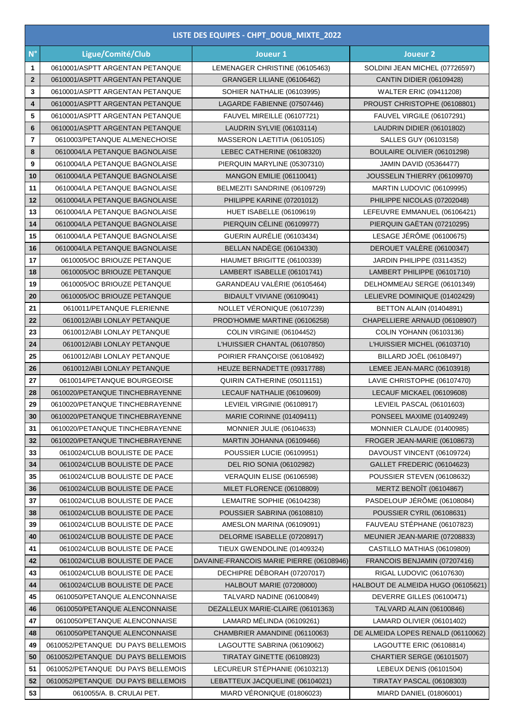| LISTE DES EQUIPES - CHPT_DOUB_MIXTE_2022 | | | |
|---|---|---|---|
| N° | Ligue/Comité/Club | Joueur 1 | Joueur 2 |
| 1 | 0610001/ASPTT ARGENTAN PETANQUE | LEMENAGER CHRISTINE (06105463) | SOLDINI JEAN MICHEL (07726597) |
| 2 | 0610001/ASPTT ARGENTAN PETANQUE | GRANGER LILIANE (06106462) | CANTIN DIDIER (06109428) |
| 3 | 0610001/ASPTT ARGENTAN PETANQUE | SOHIER NATHALIE (06103995) | WALTER ERIC (09411208) |
| 4 | 0610001/ASPTT ARGENTAN PETANQUE | LAGARDE FABIENNE (07507446) | PROUST CHRISTOPHE (06108801) |
| 5 | 0610001/ASPTT ARGENTAN PETANQUE | FAUVEL MIREILLE (06107721) | FAUVEL VIRGILE (06107291) |
| 6 | 0610001/ASPTT ARGENTAN PETANQUE | LAUDRIN SYLVIE (06103114) | LAUDRIN DIDIER (06101802) |
| 7 | 0610003/PETANQUE ALMENECHOISE | MASSERON LAETITIA (06105105) | SALLES GUY (06103158) |
| 8 | 0610004/LA PETANQUE BAGNOLAISE | LEBEC CATHERINE (06108320) | BOULAIRE OLIVIER (06101298) |
| 9 | 0610004/LA PETANQUE BAGNOLAISE | PIERQUIN MARYLINE (05307310) | JAMIN DAVID (05364477) |
| 10 | 0610004/LA PETANQUE BAGNOLAISE | MANGON EMILIE (06110041) | JOUSSELIN THIERRY (06109970) |
| 11 | 0610004/LA PETANQUE BAGNOLAISE | BELMEZITI SANDRINE (06109729) | MARTIN LUDOVIC (06109995) |
| 12 | 0610004/LA PETANQUE BAGNOLAISE | PHILIPPE KARINE (07201012) | PHILIPPE NICOLAS (07202048) |
| 13 | 0610004/LA PETANQUE BAGNOLAISE | HUET ISABELLE (06109619) | LEFEUVRE EMMANUEL (06106421) |
| 14 | 0610004/LA PETANQUE BAGNOLAISE | PIERQUIN CÉLINE (06109977) | PIERQUIN GAËTAN (07210295) |
| 15 | 0610004/LA PETANQUE BAGNOLAISE | GUERIN AURÉLIE (06103434) | LESAGE JÉRÔME (06100675) |
| 16 | 0610004/LA PETANQUE BAGNOLAISE | BELLAN NADÈGE (06104330) | DEROUET VALÈRE (06100347) |
| 17 | 0610005/OC BRIOUZE PETANQUE | HIAUMET BRIGITTE (06100339) | JARDIN PHILIPPE (03114352) |
| 18 | 0610005/OC BRIOUZE PETANQUE | LAMBERT ISABELLE (06101741) | LAMBERT PHILIPPE (06101710) |
| 19 | 0610005/OC BRIOUZE PETANQUE | GARANDEAU VALÉRIE (06105464) | DELHOMMEAU SERGE (06101349) |
| 20 | 0610005/OC BRIOUZE PETANQUE | BIDAULT VIVIANE (06109041) | LELIEVRE DOMINIQUE (01402429) |
| 21 | 0610011/PETANQUE FLERIENNE | NOLLET VÉRONIQUE (06107239) | BETTON ALAIN (01404891) |
| 22 | 0610012/ABI LONLAY PETANQUE | PROD'HOMME MARTINE (06106258) | CHAPELLIERE ARNAUD (06108907) |
| 23 | 0610012/ABI LONLAY PETANQUE | COLIN VIRGINIE (06104452) | COLIN YOHANN (06103136) |
| 24 | 0610012/ABI LONLAY PETANQUE | L'HUISSIER CHANTAL (06107850) | L'HUISSIER MICHEL (06103710) |
| 25 | 0610012/ABI LONLAY PETANQUE | POIRIER FRANÇOISE (06108492) | BILLARD JOËL (06108497) |
| 26 | 0610012/ABI LONLAY PETANQUE | HEUZE BERNADETTE (09317788) | LEMEE JEAN-MARC (06103918) |
| 27 | 0610014/PETANQUE BOURGEOISE | QUIRIN CATHERINE (05011151) | LAVIE CHRISTOPHE (06107470) |
| 28 | 0610020/PETANQUE TINCHEBRAYENNE | LECAUF NATHALIE (06109609) | LECAUF MICKAEL (06109608) |
| 29 | 0610020/PETANQUE TINCHEBRAYENNE | LEVIEIL VIRGINIE (06108917) | LEVIEIL PASCAL (06101603) |
| 30 | 0610020/PETANQUE TINCHEBRAYENNE | MARIE CORINNE (01409411) | PONSEEL MAXIME (01409249) |
| 31 | 0610020/PETANQUE TINCHEBRAYENNE | MONNIER JULIE (06104633) | MONNIER CLAUDE (01400985) |
| 32 | 0610020/PETANQUE TINCHEBRAYENNE | MARTIN JOHANNA (06109466) | FROGER JEAN-MARIE (06108673) |
| 33 | 0610024/CLUB BOULISTE DE PACE | POUSSIER LUCIE (06109951) | DAVOUST VINCENT (06109724) |
| 34 | 0610024/CLUB BOULISTE DE PACE | DEL RIO SONIA (06102982) | GALLET FREDERIC (06104623) |
| 35 | 0610024/CLUB BOULISTE DE PACE | VERAQUIN ELISE (06106598) | POUSSIER STEVEN (06108632) |
| 36 | 0610024/CLUB BOULISTE DE PACE | MILET FLORENCE (06108809) | MERTZ BENOÎT (06104867) |
| 37 | 0610024/CLUB BOULISTE DE PACE | LEMAITRE SOPHIE (06104238) | PASDELOUP JÉRÔME (06108084) |
| 38 | 0610024/CLUB BOULISTE DE PACE | POUSSIER SABRINA (06108810) | POUSSIER CYRIL (06108631) |
| 39 | 0610024/CLUB BOULISTE DE PACE | AMESLON MARINA (06109091) | FAUVEAU STÉPHANE (06107823) |
| 40 | 0610024/CLUB BOULISTE DE PACE | DELORME ISABELLE (07208917) | MEUNIER JEAN-MARIE (07208833) |
| 41 | 0610024/CLUB BOULISTE DE PACE | TIEUX GWENDOLINE (01409324) | CASTILLO MATHIAS (06109809) |
| 42 | 0610024/CLUB BOULISTE DE PACE | DAVAINE-FRANCOIS MARIE PIERRE (06108946) | FRANCOIS BENJAMIN (07207416) |
| 43 | 0610024/CLUB BOULISTE DE PACE | DECHIPRE DÉBORAH (07207017) | RIGAL LUDOVIC (06107630) |
| 44 | 0610024/CLUB BOULISTE DE PACE | HALBOUT MARIE (07208000) | HALBOUT DE ALMEIDA HUGO (06105621) |
| 45 | 0610050/PETANQUE ALENCONNAISE | TALVARD NADINE (06100849) | DEVERRE GILLES (06100471) |
| 46 | 0610050/PETANQUE ALENCONNAISE | DEZALLEUX MARIE-CLAIRE (06101363) | TALVARD ALAIN (06100846) |
| 47 | 0610050/PETANQUE ALENCONNAISE | LAMARD MÉLINDA (06109261) | LAMARD OLIVIER (06101402) |
| 48 | 0610050/PETANQUE ALENCONNAISE | CHAMBRIER AMANDINE (06110063) | DE ALMEIDA LOPES RENALD (06110062) |
| 49 | 0610052/PETANQUE DU PAYS BELLEMOIS | LAGOUTTE SABRINA (06109062) | LAGOUTTE ERIC (06108814) |
| 50 | 0610052/PETANQUE DU PAYS BELLEMOIS | TIRATAY GINETTE (06108923) | CHARTIER SERGE (06101507) |
| 51 | 0610052/PETANQUE DU PAYS BELLEMOIS | LECUREUR STÉPHANIE (06103213) | LEBEUX DENIS (06101504) |
| 52 | 0610052/PETANQUE DU PAYS BELLEMOIS | LEBATTEUX JACQUELINE (06104021) | TIRATAY PASCAL (06108303) |
| 53 | 0610055/A. B. CRULAI PET. | MIARD VÉRONIQUE (01806023) | MIARD DANIEL (01806001) |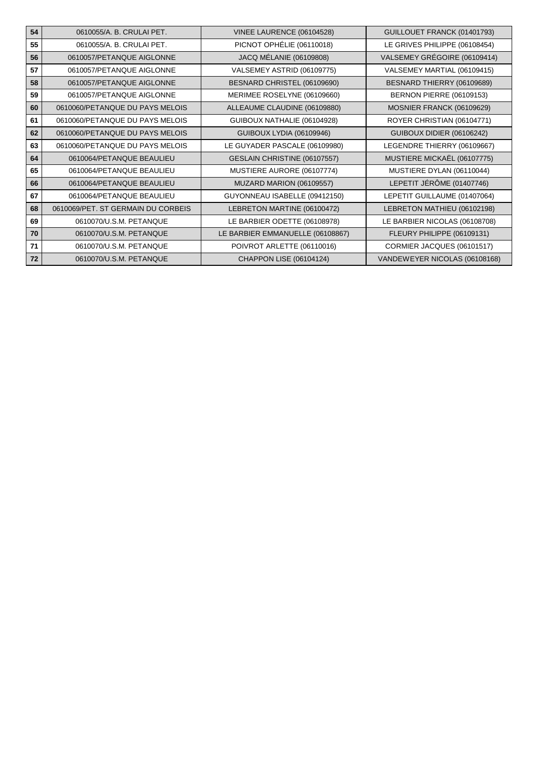| | | | |
|---|---|---|---|
| **54** | 0610055/A. B. CRULAI PET. | VINEE LAURENCE (06104528) | GUILLOUET FRANCK (01401793) |
| **55** | 0610055/A. B. CRULAI PET. | PICNOT OPHÉLIE (06110018) | LE GRIVES PHILIPPE (06108454) |
| **56** | 0610057/PETANQUE AIGLONNE | JACQ MÉLANIE (06109808) | VALSEMEY GRÉGOIRE (06109414) |
| **57** | 0610057/PETANQUE AIGLONNE | VALSEMEY ASTRID (06109775) | VALSEMEY MARTIAL (06109415) |
| **58** | 0610057/PETANQUE AIGLONNE | BESNARD CHRISTEL (06109690) | BESNARD THIERRY (06109689) |
| **59** | 0610057/PETANQUE AIGLONNE | MERIMEE ROSELYNE (06109660) | BERNON PIERRE (06109153) |
| **60** | 0610060/PETANQUE DU PAYS MELOIS | ALLEAUME CLAUDINE (06109880) | MOSNIER FRANCK (06109629) |
| **61** | 0610060/PETANQUE DU PAYS MELOIS | GUIBOUX NATHALIE (06104928) | ROYER CHRISTIAN (06104771) |
| **62** | 0610060/PETANQUE DU PAYS MELOIS | GUIBOUX LYDIA (06109946) | GUIBOUX DIDIER (06106242) |
| **63** | 0610060/PETANQUE DU PAYS MELOIS | LE GUYADER PASCALE (06109980) | LEGENDRE THIERRY (06109667) |
| **64** | 0610064/PETANQUE BEAULIEU | GESLAIN CHRISTINE (06107557) | MUSTIERE MICKAËL (06107775) |
| **65** | 0610064/PETANQUE BEAULIEU | MUSTIERE AURORE (06107774) | MUSTIERE DYLAN (06110044) |
| **66** | 0610064/PETANQUE BEAULIEU | MUZARD MARION (06109557) | LEPETIT JÉRÔME (01407746) |
| **67** | 0610064/PETANQUE BEAULIEU | GUYONNEAU ISABELLE (09412150) | LEPETIT GUILLAUME (01407064) |
| **68** | 0610069/PET. ST GERMAIN DU CORBEIS | LEBRETON MARTINE (06100472) | LEBRETON MATHIEU (06102198) |
| **69** | 0610070/U.S.M. PETANQUE | LE BARBIER ODETTE (06108978) | LE BARBIER NICOLAS (06108708) |
| **70** | 0610070/U.S.M. PETANQUE | LE BARBIER EMMANUELLE (06108867) | FLEURY PHILIPPE (06109131) |
| **71** | 0610070/U.S.M. PETANQUE | POIVROT ARLETTE (06110016) | CORMIER JACQUES (06101517) |
| **72** | 0610070/U.S.M. PETANQUE | CHAPPON LISE (06104124) | VANDEWEYER NICOLAS (06108168) |